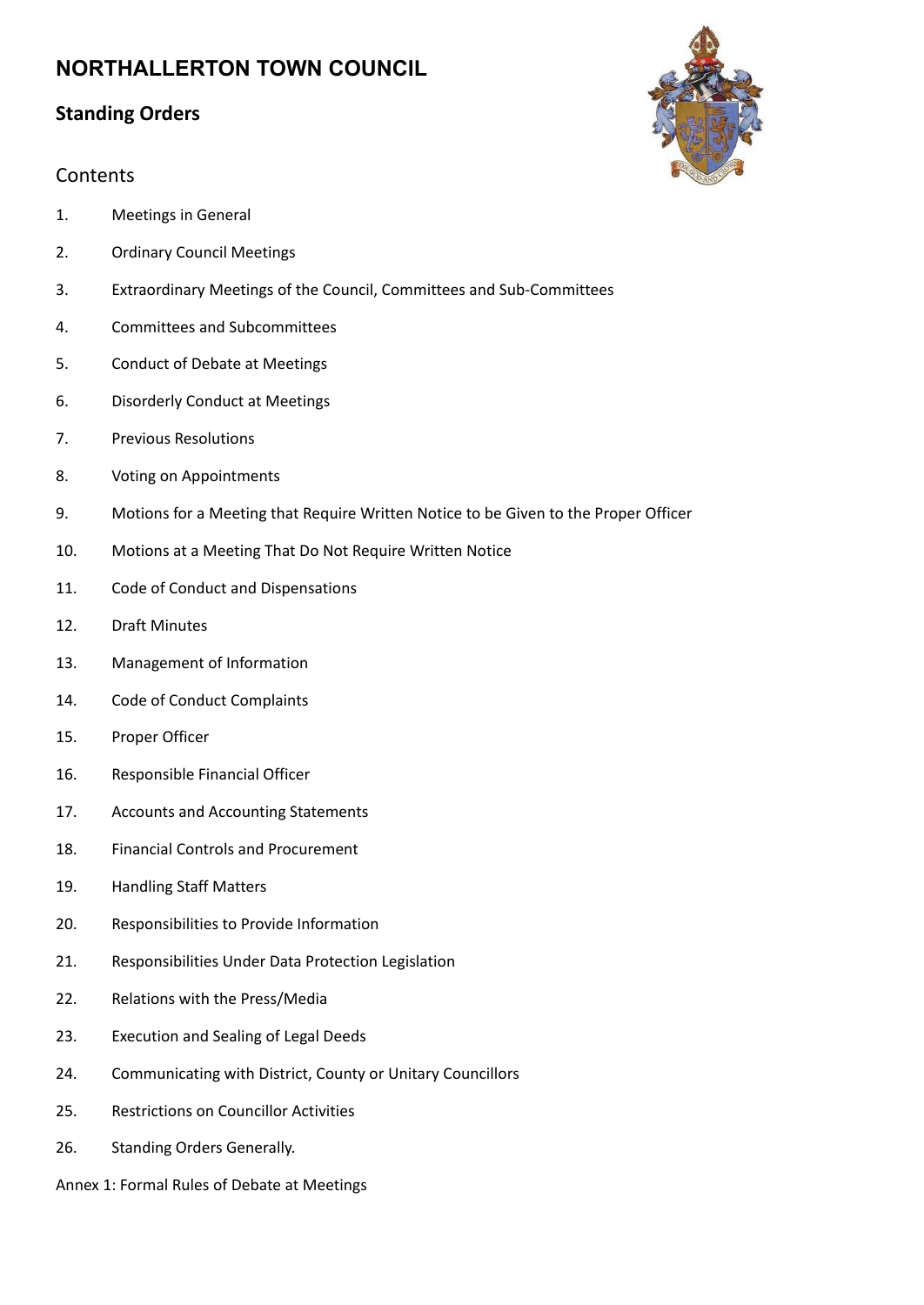# NORTHALLERTON TOWN COUNCIL

## Standing Orders

### Contents

1. Meetings in General
2. Ordinary Council Meetings
3. Extraordinary Meetings of the Council, Committees and Sub-Committees
4. Committees and Subcommittees
5. Conduct of Debate at Meetings
6. Disorderly Conduct at Meetings
7. Previous Resolutions
8. Voting on Appointments
9. Motions for a Meeting that Require Written Notice to be Given to the Proper Officer
10. Motions at a Meeting That Do Not Require Written Notice
11. Code of Conduct and Dispensations
12. Draft Minutes
13. Management of Information
14. Code of Conduct Complaints
15. Proper Officer
16. Responsible Financial Officer
17. Accounts and Accounting Statements
18. Financial Controls and Procurement
19. Handling Staff Matters
20. Responsibilities to Provide Information
21. Responsibilities Under Data Protection Legislation
22. Relations with the Press/Media
23. Execution and Sealing of Legal Deeds
24. Communicating with District, County or Unitary Councillors
25. Restrictions on Councillor Activities
26. Standing Orders Generally.

Annex 1: Formal Rules of Debate at Meetings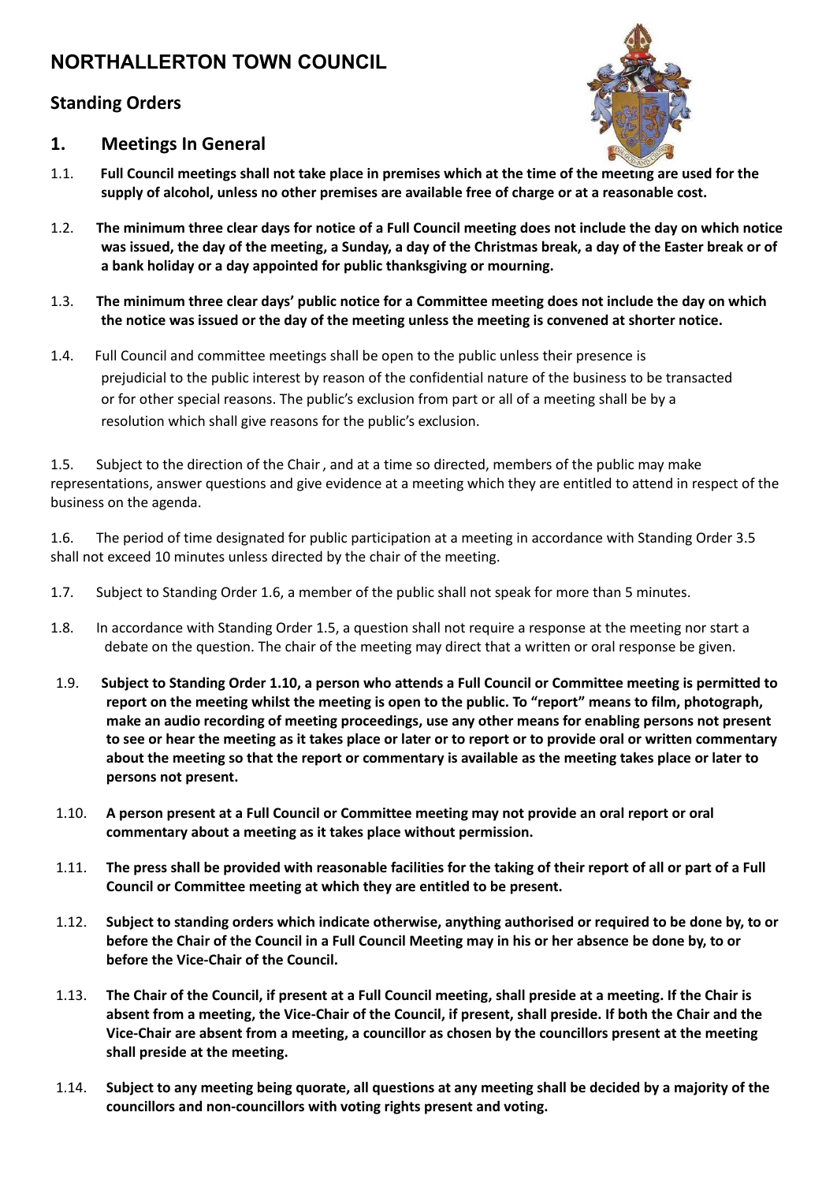# NORTHALLERTON TOWN COUNCIL

## Standing Orders

## 1. Meetings In General

1.1. **Full Council meetings shall not take place in premises which at the time of the meeting are used for the supply of alcohol, unless no other premises are available free of charge or at a reasonable cost.**

1.2. **The minimum three clear days for notice of a Full Council meeting does not include the day on which notice was issued, the day of the meeting, a Sunday, a day of the Christmas break, a day of the Easter break or of a bank holiday or a day appointed for public thanksgiving or mourning.**

1.3. **The minimum three clear days' public notice for a Committee meeting does not include the day on which the notice was issued or the day of the meeting unless the meeting is convened at shorter notice.**

1.4. Full Council and committee meetings shall be open to the public unless their presence is prejudicial to the public interest by reason of the confidential nature of the business to be transacted or for other special reasons. The public's exclusion from part or all of a meeting shall be by a resolution which shall give reasons for the public's exclusion.

1.5. Subject to the direction of the Chair , and at a time so directed, members of the public may make representations, answer questions and give evidence at a meeting which they are entitled to attend in respect of the business on the agenda.

1.6. The period of time designated for public participation at a meeting in accordance with Standing Order 3.5 shall not exceed 10 minutes unless directed by the chair of the meeting.

1.7. Subject to Standing Order 1.6, a member of the public shall not speak for more than 5 minutes.

1.8. In accordance with Standing Order 1.5, a question shall not require a response at the meeting nor start a debate on the question. The chair of the meeting may direct that a written or oral response be given.

1.9. **Subject to Standing Order 1.10, a person who attends a Full Council or Committee meeting is permitted to report on the meeting whilst the meeting is open to the public. To "report" means to film, photograph, make an audio recording of meeting proceedings, use any other means for enabling persons not present to see or hear the meeting as it takes place or later or to report or to provide oral or written commentary about the meeting so that the report or commentary is available as the meeting takes place or later to persons not present.**

1.10. **A person present at a Full Council or Committee meeting may not provide an oral report or oral commentary about a meeting as it takes place without permission.**

1.11. **The press shall be provided with reasonable facilities for the taking of their report of all or part of a Full Council or Committee meeting at which they are entitled to be present.**

1.12. **Subject to standing orders which indicate otherwise, anything authorised or required to be done by, to or before the Chair of the Council in a Full Council Meeting may in his or her absence be done by, to or before the Vice-Chair of the Council.**

1.13. **The Chair of the Council, if present at a Full Council meeting, shall preside at a meeting. If the Chair is absent from a meeting, the Vice-Chair of the Council, if present, shall preside. If both the Chair and the Vice-Chair are absent from a meeting, a councillor as chosen by the councillors present at the meeting shall preside at the meeting.**

1.14. **Subject to any meeting being quorate, all questions at any meeting shall be decided by a majority of the councillors and non-councillors with voting rights present and voting.**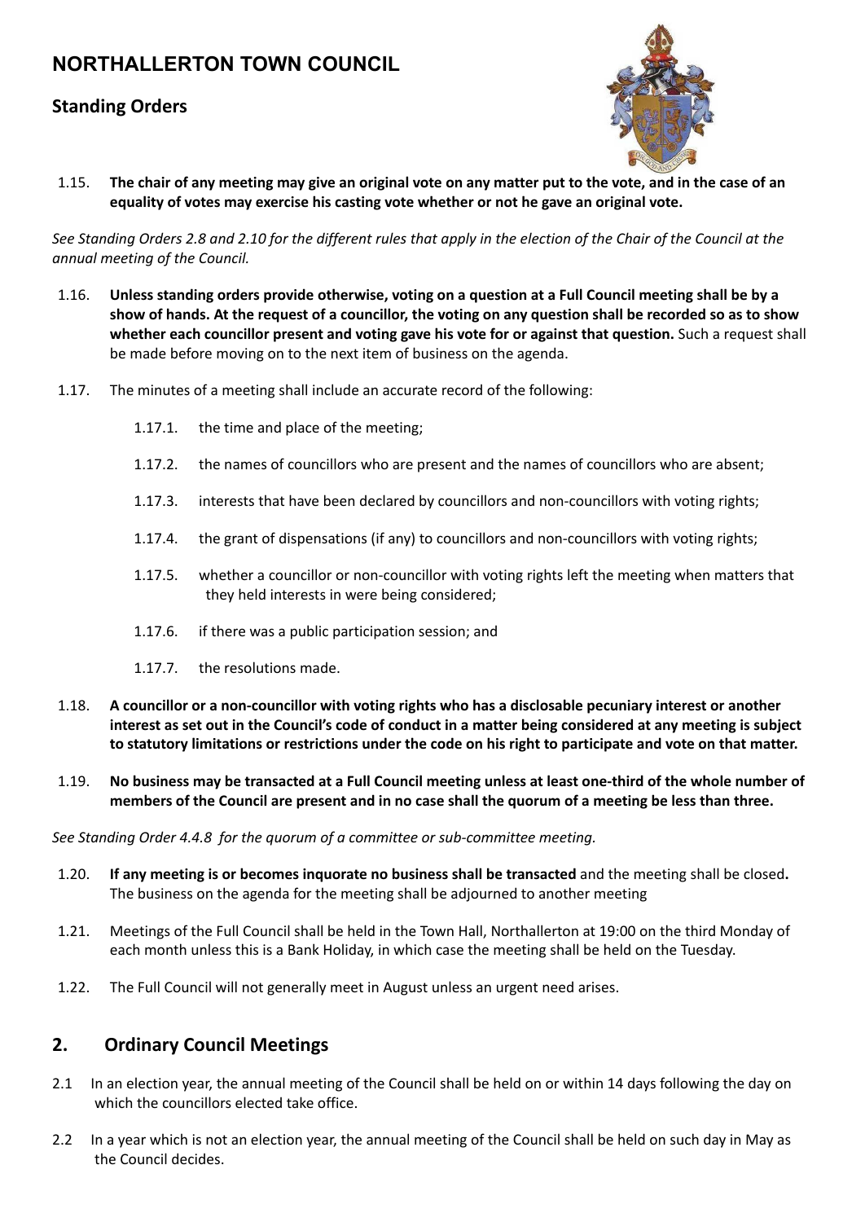1.15. **The chair of any meeting may give an original vote on any matter put to the vote, and in the case of an equality of votes may exercise his casting vote whether or not he gave an original vote.**

*See Standing Orders 2.8 and 2.10 for the different rules that apply in the election of the Chair of the Council at the annual meeting of the Council.*

1.16. **Unless standing orders provide otherwise, voting on a question at a Full Council meeting shall be by a show of hands. At the request of a councillor, the voting on any question shall be recorded so as to show whether each councillor present and voting gave his vote for or against that question.** Such a request shall be made before moving on to the next item of business on the agenda.

1.17. The minutes of a meeting shall include an accurate record of the following:

- 1.17.1. the time and place of the meeting;
- 1.17.2. the names of councillors who are present and the names of councillors who are absent;
- 1.17.3. interests that have been declared by councillors and non-councillors with voting rights;
- 1.17.4. the grant of dispensations (if any) to councillors and non-councillors with voting rights;
- 1.17.5. whether a councillor or non-councillor with voting rights left the meeting when matters that they held interests in were being considered;
- 1.17.6. if there was a public participation session; and
- 1.17.7. the resolutions made.

1.18. **A councillor or a non-councillor with voting rights who has a disclosable pecuniary interest or another interest as set out in the Council's code of conduct in a matter being considered at any meeting is subject to statutory limitations or restrictions under the code on his right to participate and vote on that matter.**

1.19. **No business may be transacted at a Full Council meeting unless at least one-third of the whole number of members of the Council are present and in no case shall the quorum of a meeting be less than three.**

*See Standing Order 4.4.8 for the quorum of a committee or sub-committee meeting.*

1.20. **If any meeting is or becomes inquorate no business shall be transacted** and the meeting shall be closed**.** The business on the agenda for the meeting shall be adjourned to another meeting

1.21. Meetings of the Full Council shall be held in the Town Hall, Northallerton at 19:00 on the third Monday of each month unless this is a Bank Holiday, in which case the meeting shall be held on the Tuesday.

1.22. The Full Council will not generally meet in August unless an urgent need arises.

## 2. Ordinary Council Meetings

2.1 In an election year, the annual meeting of the Council shall be held on or within 14 days following the day on which the councillors elected take office.

2.2 In a year which is not an election year, the annual meeting of the Council shall be held on such day in May as the Council decides.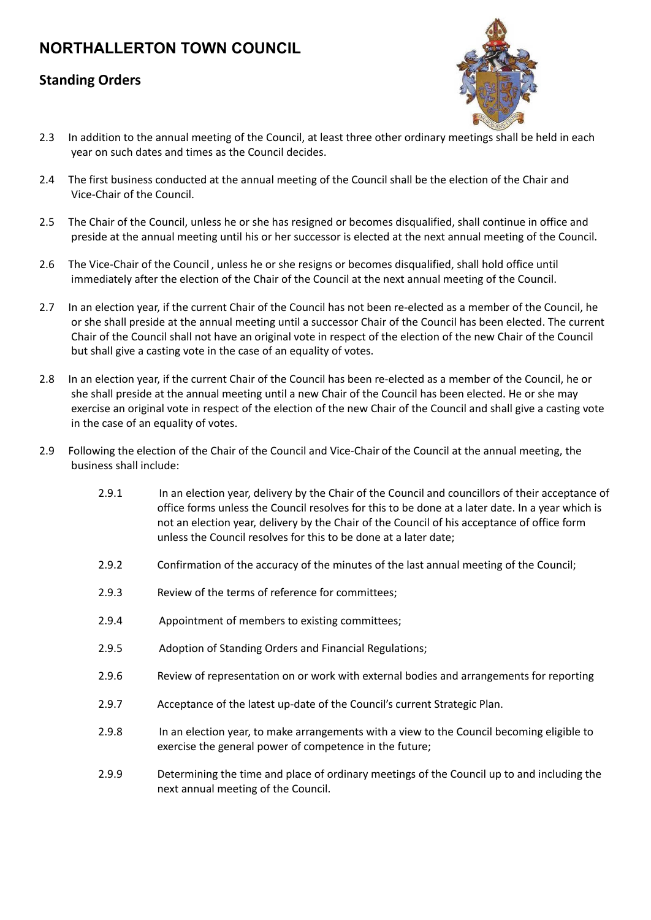2.3 In addition to the annual meeting of the Council, at least three other ordinary meetings shall be held in each year on such dates and times as the Council decides.

2.4 The first business conducted at the annual meeting of the Council shall be the election of the Chair and Vice-Chair of the Council.

2.5 The Chair of the Council, unless he or she has resigned or becomes disqualified, shall continue in office and preside at the annual meeting until his or her successor is elected at the next annual meeting of the Council.

2.6 The Vice-Chair of the Council , unless he or she resigns or becomes disqualified, shall hold office until immediately after the election of the Chair of the Council at the next annual meeting of the Council.

2.7 In an election year, if the current Chair of the Council has not been re-elected as a member of the Council, he or she shall preside at the annual meeting until a successor Chair of the Council has been elected. The current Chair of the Council shall not have an original vote in respect of the election of the new Chair of the Council but shall give a casting vote in the case of an equality of votes.

2.8 In an election year, if the current Chair of the Council has been re-elected as a member of the Council, he or she shall preside at the annual meeting until a new Chair of the Council has been elected. He or she may exercise an original vote in respect of the election of the new Chair of the Council and shall give a casting vote in the case of an equality of votes.

2.9 Following the election of the Chair of the Council and Vice-Chair of the Council at the annual meeting, the business shall include:

- 2.9.1 In an election year, delivery by the Chair of the Council and councillors of their acceptance of office forms unless the Council resolves for this to be done at a later date. In a year which is not an election year, delivery by the Chair of the Council of his acceptance of office form unless the Council resolves for this to be done at a later date;
- 2.9.2 Confirmation of the accuracy of the minutes of the last annual meeting of the Council;
- 2.9.3 Review of the terms of reference for committees;
- 2.9.4 Appointment of members to existing committees;
- 2.9.5 Adoption of Standing Orders and Financial Regulations;
- 2.9.6 Review of representation on or work with external bodies and arrangements for reporting
- 2.9.7 Acceptance of the latest up-date of the Council's current Strategic Plan.
- 2.9.8 In an election year, to make arrangements with a view to the Council becoming eligible to exercise the general power of competence in the future;
- 2.9.9 Determining the time and place of ordinary meetings of the Council up to and including the next annual meeting of the Council.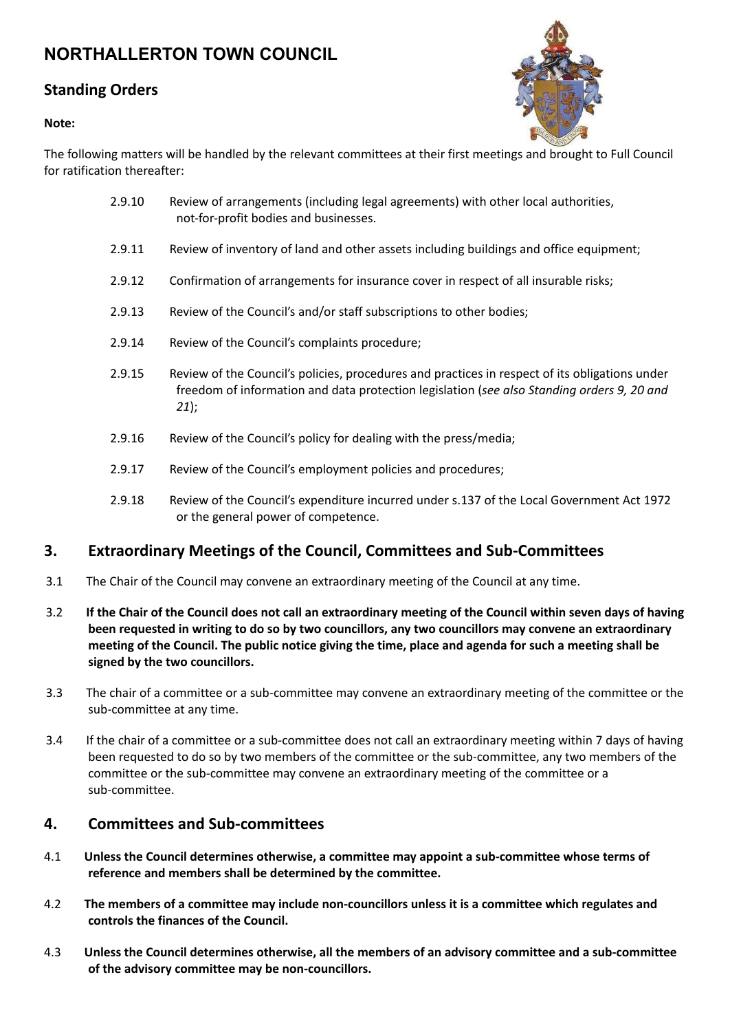# NORTHALLERTON TOWN COUNCIL

## Standing Orders

**Note:**

The following matters will be handled by the relevant committees at their first meetings and brought to Full Council for ratification thereafter:

2.9.10 Review of arrangements (including legal agreements) with other local authorities, not-for-profit bodies and businesses.

2.9.11 Review of inventory of land and other assets including buildings and office equipment;

2.9.12 Confirmation of arrangements for insurance cover in respect of all insurable risks;

2.9.13 Review of the Council's and/or staff subscriptions to other bodies;

2.9.14 Review of the Council's complaints procedure;

2.9.15 Review of the Council's policies, procedures and practices in respect of its obligations under freedom of information and data protection legislation (*see also Standing orders 9, 20 and 21*);

2.9.16 Review of the Council's policy for dealing with the press/media;

2.9.17 Review of the Council's employment policies and procedures;

2.9.18 Review of the Council's expenditure incurred under s.137 of the Local Government Act 1972 or the general power of competence.

## 3. Extraordinary Meetings of the Council, Committees and Sub-Committees

3.1 The Chair of the Council may convene an extraordinary meeting of the Council at any time.

3.2 **If the Chair of the Council does not call an extraordinary meeting of the Council within seven days of having been requested in writing to do so by two councillors, any two councillors may convene an extraordinary meeting of the Council. The public notice giving the time, place and agenda for such a meeting shall be signed by the two councillors.**

3.3 The chair of a committee or a sub-committee may convene an extraordinary meeting of the committee or the sub-committee at any time.

3.4 If the chair of a committee or a sub-committee does not call an extraordinary meeting within 7 days of having been requested to do so by two members of the committee or the sub-committee, any two members of the committee or the sub-committee may convene an extraordinary meeting of the committee or a sub-committee.

## 4. Committees and Sub-committees

4.1 **Unless the Council determines otherwise, a committee may appoint a sub-committee whose terms of reference and members shall be determined by the committee.**

4.2 **The members of a committee may include non-councillors unless it is a committee which regulates and controls the finances of the Council.**

4.3 **Unless the Council determines otherwise, all the members of an advisory committee and a sub-committee of the advisory committee may be non-councillors.**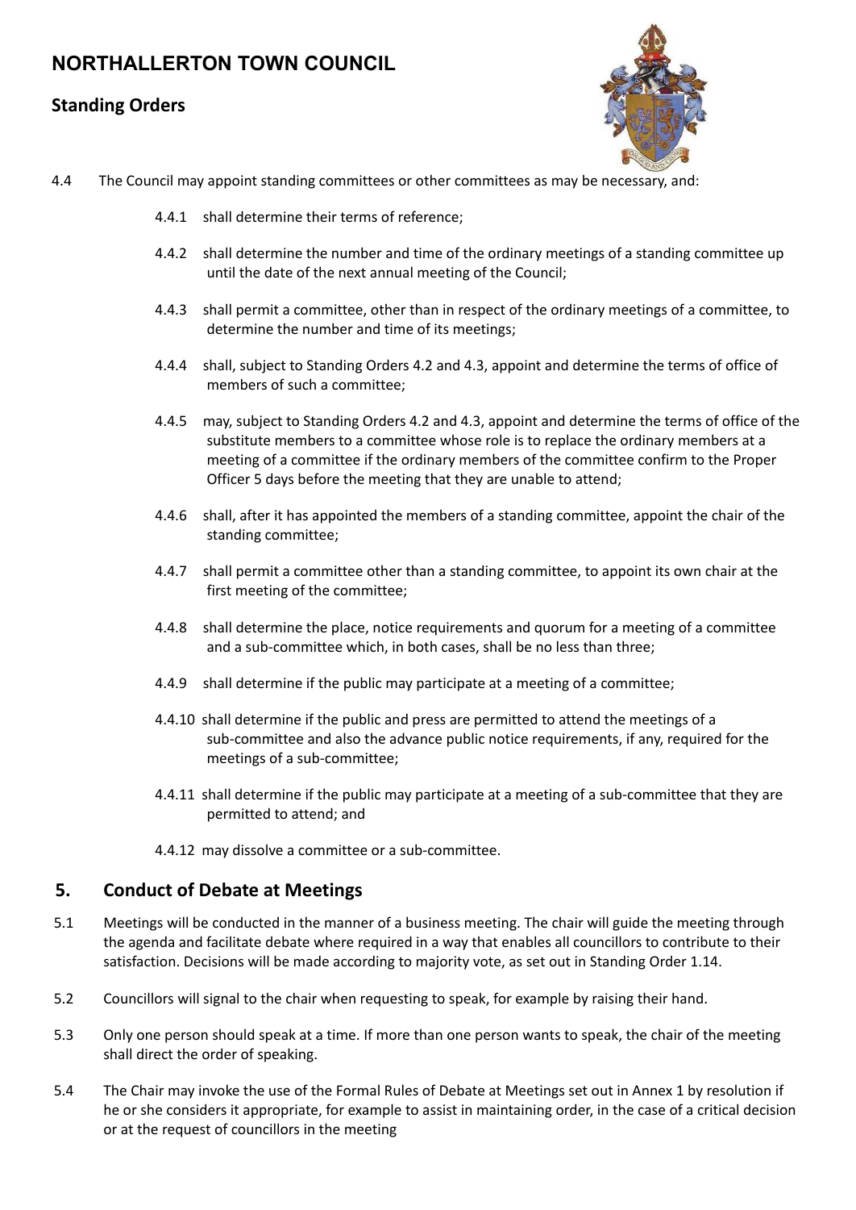4.4 The Council may appoint standing committees or other committees as may be necessary, and:

- 4.4.1 shall determine their terms of reference;
- 4.4.2 shall determine the number and time of the ordinary meetings of a standing committee up until the date of the next annual meeting of the Council;
- 4.4.3 shall permit a committee, other than in respect of the ordinary meetings of a committee, to determine the number and time of its meetings;
- 4.4.4 shall, subject to Standing Orders 4.2 and 4.3, appoint and determine the terms of office of members of such a committee;
- 4.4.5 may, subject to Standing Orders 4.2 and 4.3, appoint and determine the terms of office of the substitute members to a committee whose role is to replace the ordinary members at a meeting of a committee if the ordinary members of the committee confirm to the Proper Officer 5 days before the meeting that they are unable to attend;
- 4.4.6 shall, after it has appointed the members of a standing committee, appoint the chair of the standing committee;
- 4.4.7 shall permit a committee other than a standing committee, to appoint its own chair at the first meeting of the committee;
- 4.4.8 shall determine the place, notice requirements and quorum for a meeting of a committee and a sub-committee which, in both cases, shall be no less than three;
- 4.4.9 shall determine if the public may participate at a meeting of a committee;
- 4.4.10 shall determine if the public and press are permitted to attend the meetings of a sub-committee and also the advance public notice requirements, if any, required for the meetings of a sub-committee;
- 4.4.11 shall determine if the public may participate at a meeting of a sub-committee that they are permitted to attend; and
- 4.4.12 may dissolve a committee or a sub-committee.

## 5. Conduct of Debate at Meetings

5.1 Meetings will be conducted in the manner of a business meeting. The chair will guide the meeting through the agenda and facilitate debate where required in a way that enables all councillors to contribute to their satisfaction. Decisions will be made according to majority vote, as set out in Standing Order 1.14.

5.2 Councillors will signal to the chair when requesting to speak, for example by raising their hand.

5.3 Only one person should speak at a time. If more than one person wants to speak, the chair of the meeting shall direct the order of speaking.

5.4 The Chair may invoke the use of the Formal Rules of Debate at Meetings set out in Annex 1 by resolution if he or she considers it appropriate, for example to assist in maintaining order, in the case of a critical decision or at the request of councillors in the meeting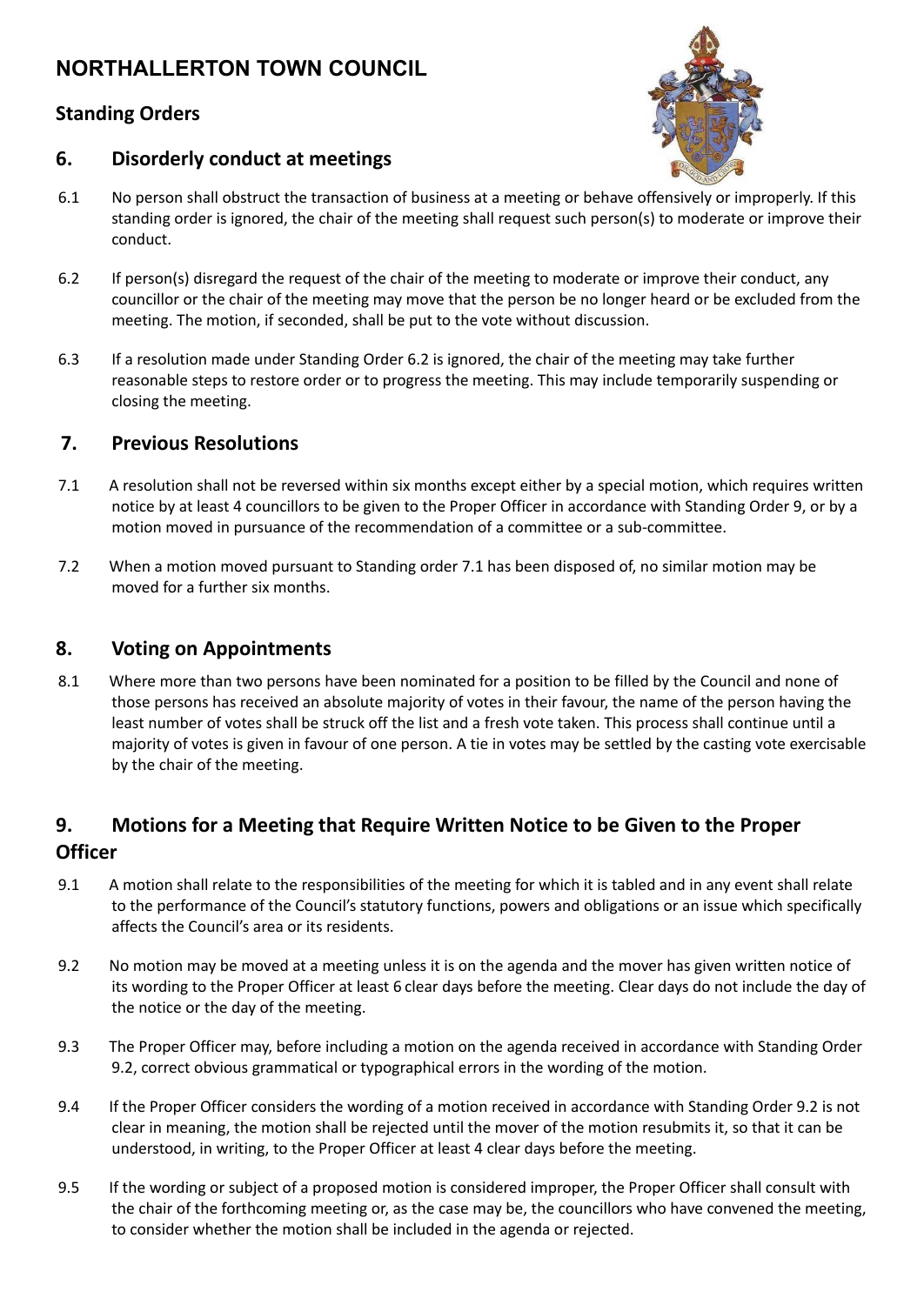# NORTHALLERTON TOWN COUNCIL

## Standing Orders

## 6. Disorderly conduct at meetings

6.1 No person shall obstruct the transaction of business at a meeting or behave offensively or improperly. If this standing order is ignored, the chair of the meeting shall request such person(s) to moderate or improve their conduct.

6.2 If person(s) disregard the request of the chair of the meeting to moderate or improve their conduct, any councillor or the chair of the meeting may move that the person be no longer heard or be excluded from the meeting. The motion, if seconded, shall be put to the vote without discussion.

6.3 If a resolution made under Standing Order 6.2 is ignored, the chair of the meeting may take further reasonable steps to restore order or to progress the meeting. This may include temporarily suspending or closing the meeting.

## 7. Previous Resolutions

7.1 A resolution shall not be reversed within six months except either by a special motion, which requires written notice by at least 4 councillors to be given to the Proper Officer in accordance with Standing Order 9, or by a motion moved in pursuance of the recommendation of a committee or a sub-committee.

7.2 When a motion moved pursuant to Standing order 7.1 has been disposed of, no similar motion may be moved for a further six months.

## 8. Voting on Appointments

8.1 Where more than two persons have been nominated for a position to be filled by the Council and none of those persons has received an absolute majority of votes in their favour, the name of the person having the least number of votes shall be struck off the list and a fresh vote taken. This process shall continue until a majority of votes is given in favour of one person. A tie in votes may be settled by the casting vote exercisable by the chair of the meeting.

## 9. Motions for a Meeting that Require Written Notice to be Given to the Proper Officer

9.1 A motion shall relate to the responsibilities of the meeting for which it is tabled and in any event shall relate to the performance of the Council's statutory functions, powers and obligations or an issue which specifically affects the Council's area or its residents.

9.2 No motion may be moved at a meeting unless it is on the agenda and the mover has given written notice of its wording to the Proper Officer at least 6 clear days before the meeting. Clear days do not include the day of the notice or the day of the meeting.

9.3 The Proper Officer may, before including a motion on the agenda received in accordance with Standing Order 9.2, correct obvious grammatical or typographical errors in the wording of the motion.

9.4 If the Proper Officer considers the wording of a motion received in accordance with Standing Order 9.2 is not clear in meaning, the motion shall be rejected until the mover of the motion resubmits it, so that it can be understood, in writing, to the Proper Officer at least 4 clear days before the meeting.

9.5 If the wording or subject of a proposed motion is considered improper, the Proper Officer shall consult with the chair of the forthcoming meeting or, as the case may be, the councillors who have convened the meeting, to consider whether the motion shall be included in the agenda or rejected.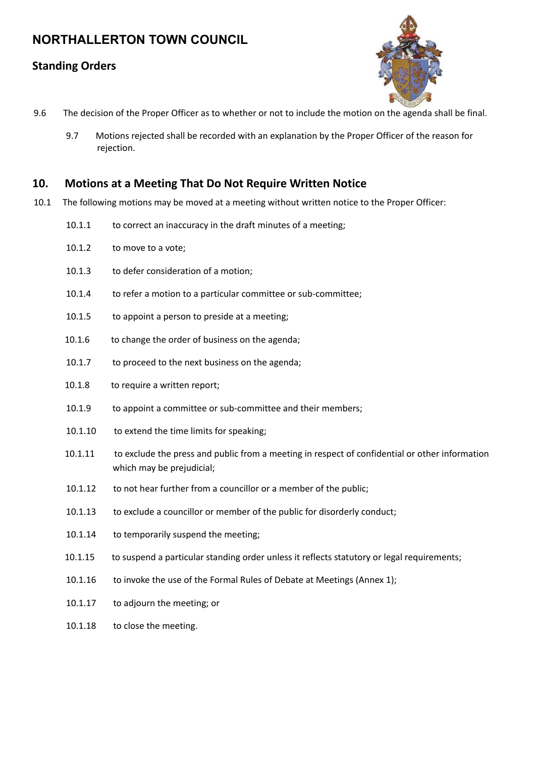9.6 The decision of the Proper Officer as to whether or not to include the motion on the agenda shall be final.

9.7 Motions rejected shall be recorded with an explanation by the Proper Officer of the reason for rejection.

## 10. Motions at a Meeting That Do Not Require Written Notice

10.1 The following motions may be moved at a meeting without written notice to the Proper Officer:

- 10.1.1 to correct an inaccuracy in the draft minutes of a meeting;
- 10.1.2 to move to a vote;
- 10.1.3 to defer consideration of a motion;
- 10.1.4 to refer a motion to a particular committee or sub-committee;
- 10.1.5 to appoint a person to preside at a meeting;
- 10.1.6 to change the order of business on the agenda;
- 10.1.7 to proceed to the next business on the agenda;
- 10.1.8 to require a written report;
- 10.1.9 to appoint a committee or sub-committee and their members;
- 10.1.10 to extend the time limits for speaking;
- 10.1.11 to exclude the press and public from a meeting in respect of confidential or other information which may be prejudicial;
- 10.1.12 to not hear further from a councillor or a member of the public;
- 10.1.13 to exclude a councillor or member of the public for disorderly conduct;
- 10.1.14 to temporarily suspend the meeting;
- 10.1.15 to suspend a particular standing order unless it reflects statutory or legal requirements;
- 10.1.16 to invoke the use of the Formal Rules of Debate at Meetings (Annex 1);
- 10.1.17 to adjourn the meeting; or
- 10.1.18 to close the meeting.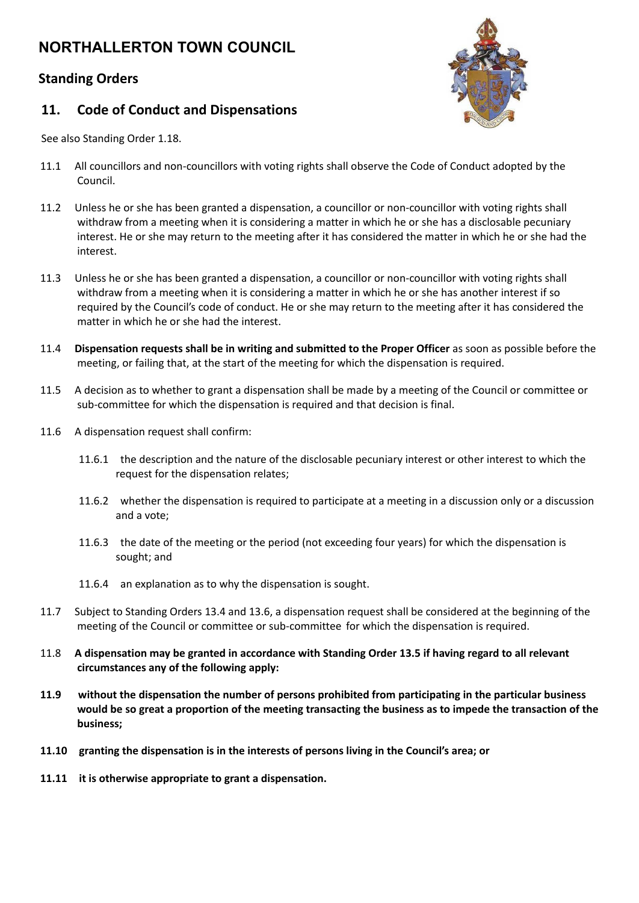# NORTHALLERTON TOWN COUNCIL

## Standing Orders

## 11. Code of Conduct and Dispensations

See also Standing Order 1.18.

11.1 All councillors and non-councillors with voting rights shall observe the Code of Conduct adopted by the Council.

11.2 Unless he or she has been granted a dispensation, a councillor or non-councillor with voting rights shall withdraw from a meeting when it is considering a matter in which he or she has a disclosable pecuniary interest. He or she may return to the meeting after it has considered the matter in which he or she had the interest.

11.3 Unless he or she has been granted a dispensation, a councillor or non-councillor with voting rights shall withdraw from a meeting when it is considering a matter in which he or she has another interest if so required by the Council's code of conduct. He or she may return to the meeting after it has considered the matter in which he or she had the interest.

11.4 **Dispensation requests shall be in writing and submitted to the Proper Officer** as soon as possible before the meeting, or failing that, at the start of the meeting for which the dispensation is required.

11.5 A decision as to whether to grant a dispensation shall be made by a meeting of the Council or committee or sub-committee for which the dispensation is required and that decision is final.

11.6 A dispensation request shall confirm:

- 11.6.1 the description and the nature of the disclosable pecuniary interest or other interest to which the request for the dispensation relates;
- 11.6.2 whether the dispensation is required to participate at a meeting in a discussion only or a discussion and a vote;
- 11.6.3 the date of the meeting or the period (not exceeding four years) for which the dispensation is sought; and
- 11.6.4 an explanation as to why the dispensation is sought.

11.7 Subject to Standing Orders 13.4 and 13.6, a dispensation request shall be considered at the beginning of the meeting of the Council or committee or sub-committee for which the dispensation is required.

11.8 **A dispensation may be granted in accordance with Standing Order 13.5 if having regard to all relevant circumstances any of the following apply:**

**11.9 without the dispensation the number of persons prohibited from participating in the particular business would be so great a proportion of the meeting transacting the business as to impede the transaction of the business;**

**11.10 granting the dispensation is in the interests of persons living in the Council's area; or**

**11.11 it is otherwise appropriate to grant a dispensation.**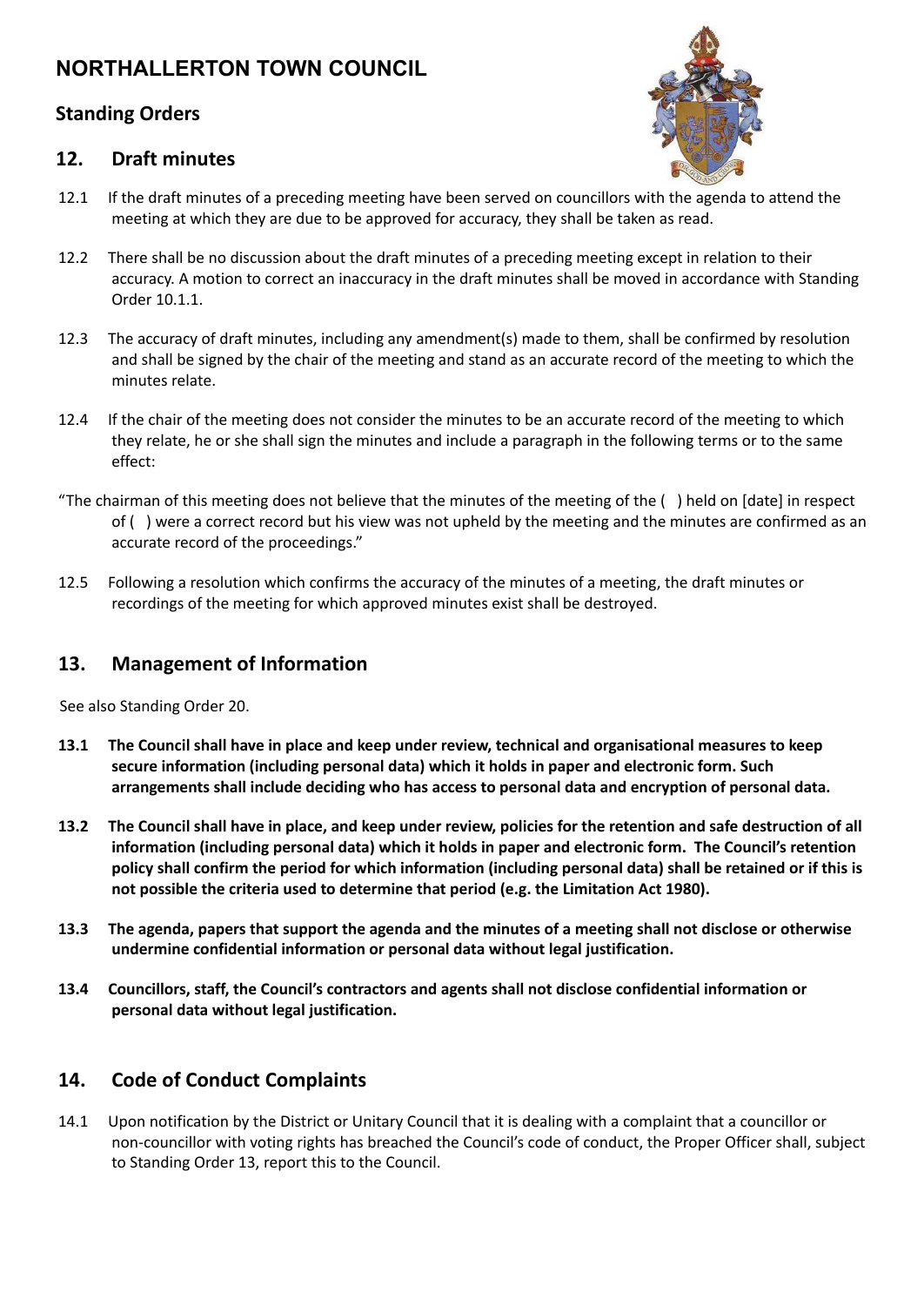# NORTHALLERTON TOWN COUNCIL

## Standing Orders

## 12. Draft minutes

12.1 If the draft minutes of a preceding meeting have been served on councillors with the agenda to attend the meeting at which they are due to be approved for accuracy, they shall be taken as read.

12.2 There shall be no discussion about the draft minutes of a preceding meeting except in relation to their accuracy. A motion to correct an inaccuracy in the draft minutes shall be moved in accordance with Standing Order 10.1.1.

12.3 The accuracy of draft minutes, including any amendment(s) made to them, shall be confirmed by resolution and shall be signed by the chair of the meeting and stand as an accurate record of the meeting to which the minutes relate.

12.4 If the chair of the meeting does not consider the minutes to be an accurate record of the meeting to which they relate, he or she shall sign the minutes and include a paragraph in the following terms or to the same effect:

"The chairman of this meeting does not believe that the minutes of the meeting of the ( ) held on [date] in respect of ( ) were a correct record but his view was not upheld by the meeting and the minutes are confirmed as an accurate record of the proceedings."

12.5 Following a resolution which confirms the accuracy of the minutes of a meeting, the draft minutes or recordings of the meeting for which approved minutes exist shall be destroyed.

## 13. Management of Information

See also Standing Order 20.

**13.1 The Council shall have in place and keep under review, technical and organisational measures to keep secure information (including personal data) which it holds in paper and electronic form. Such arrangements shall include deciding who has access to personal data and encryption of personal data.**

**13.2 The Council shall have in place, and keep under review, policies for the retention and safe destruction of all information (including personal data) which it holds in paper and electronic form. The Council's retention policy shall confirm the period for which information (including personal data) shall be retained or if this is not possible the criteria used to determine that period (e.g. the Limitation Act 1980).**

**13.3 The agenda, papers that support the agenda and the minutes of a meeting shall not disclose or otherwise undermine confidential information or personal data without legal justification.**

**13.4 Councillors, staff, the Council's contractors and agents shall not disclose confidential information or personal data without legal justification.**

## 14. Code of Conduct Complaints

14.1 Upon notification by the District or Unitary Council that it is dealing with a complaint that a councillor or non-councillor with voting rights has breached the Council's code of conduct, the Proper Officer shall, subject to Standing Order 13, report this to the Council.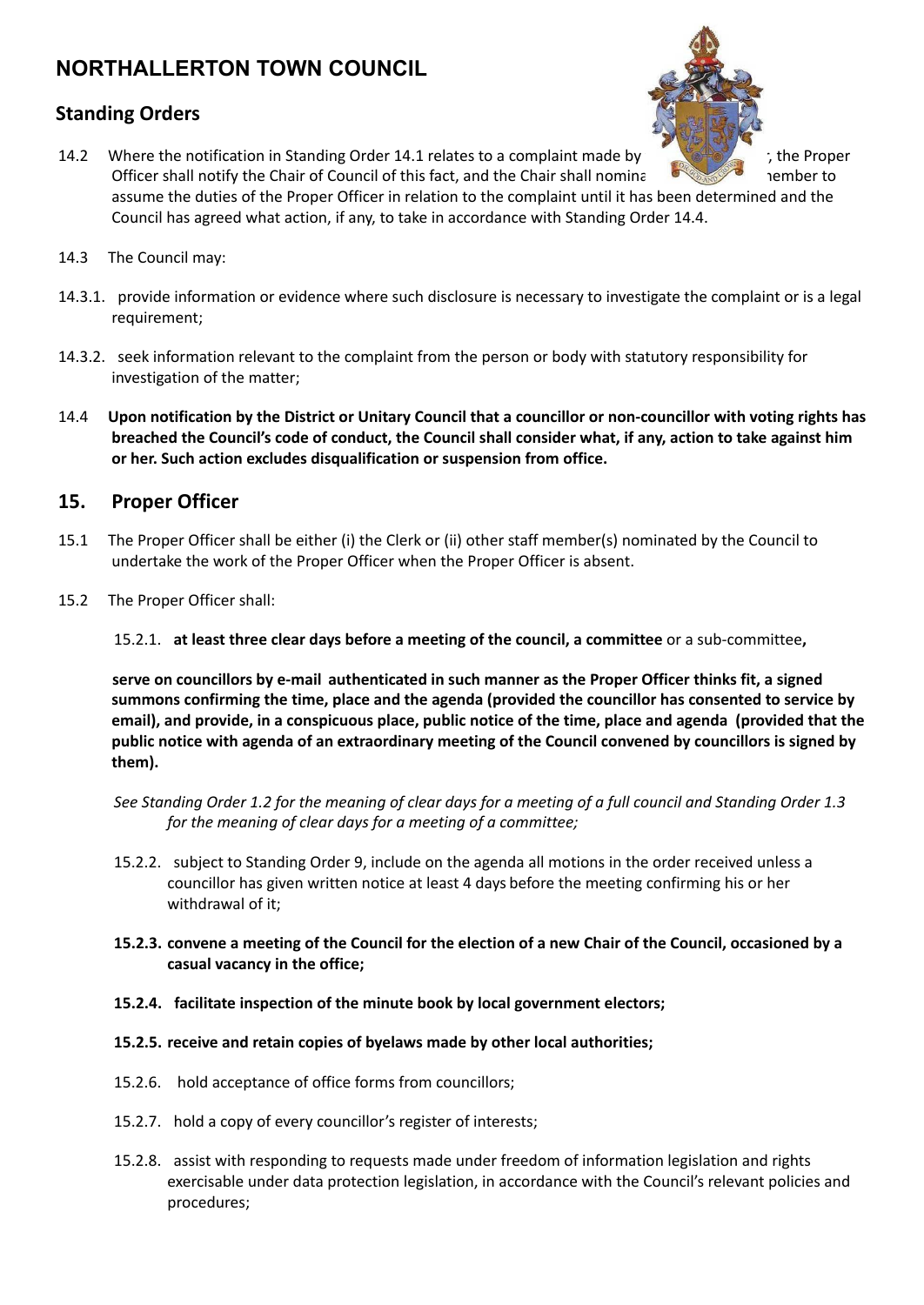# NORTHALLERTON TOWN COUNCIL

## Standing Orders

14.2 Where the notification in Standing Order 14.1 relates to a complaint made by ; the Proper Officer shall notify the Chair of Council of this fact, and the Chair shall nomina member to assume the duties of the Proper Officer in relation to the complaint until it has been determined and the Council has agreed what action, if any, to take in accordance with Standing Order 14.4.

14.3 The Council may:

14.3.1. provide information or evidence where such disclosure is necessary to investigate the complaint or is a legal requirement;

14.3.2. seek information relevant to the complaint from the person or body with statutory responsibility for investigation of the matter;

14.4 **Upon notification by the District or Unitary Council that a councillor or non-councillor with voting rights has breached the Council's code of conduct, the Council shall consider what, if any, action to take against him or her. Such action excludes disqualification or suspension from office.**

## 15. Proper Officer

15.1 The Proper Officer shall be either (i) the Clerk or (ii) other staff member(s) nominated by the Council to undertake the work of the Proper Officer when the Proper Officer is absent.

15.2 The Proper Officer shall:

15.2.1. **at least three clear days before a meeting of the council, a committee** or a sub-committee**,**

**serve on councillors by e-mail authenticated in such manner as the Proper Officer thinks fit, a signed summons confirming the time, place and the agenda (provided the councillor has consented to service by email), and provide, in a conspicuous place, public notice of the time, place and agenda (provided that the public notice with agenda of an extraordinary meeting of the Council convened by councillors is signed by them).**

*See Standing Order 1.2 for the meaning of clear days for a meeting of a full council and Standing Order 1.3 for the meaning of clear days for a meeting of a committee;*

15.2.2. subject to Standing Order 9, include on the agenda all motions in the order received unless a councillor has given written notice at least 4 days before the meeting confirming his or her withdrawal of it;

**15.2.3. convene a meeting of the Council for the election of a new Chair of the Council, occasioned by a casual vacancy in the office;**

**15.2.4. facilitate inspection of the minute book by local government electors;**

**15.2.5. receive and retain copies of byelaws made by other local authorities;**

15.2.6. hold acceptance of office forms from councillors;

15.2.7. hold a copy of every councillor's register of interests;

15.2.8. assist with responding to requests made under freedom of information legislation and rights exercisable under data protection legislation, in accordance with the Council's relevant policies and procedures;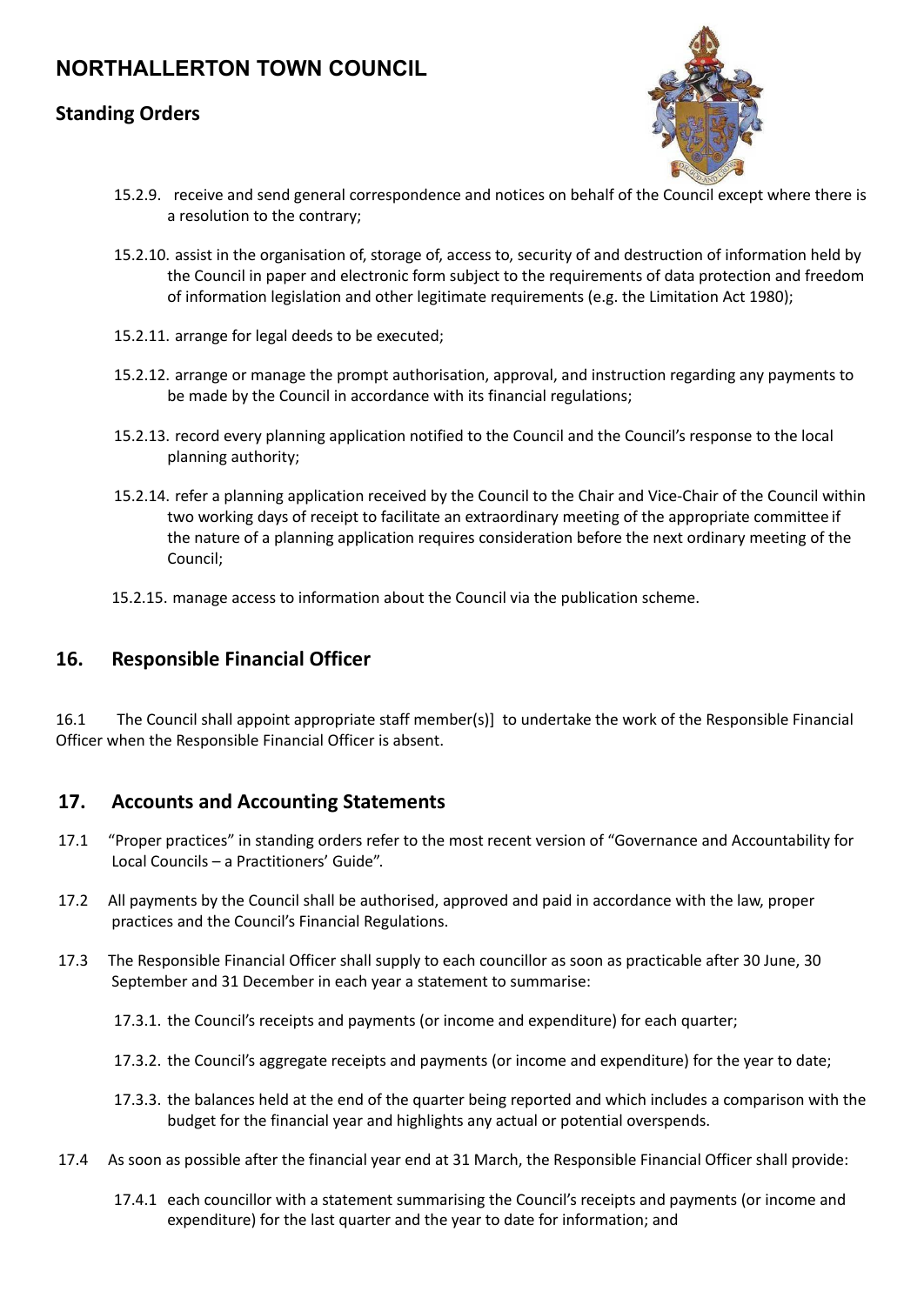15.2.9. receive and send general correspondence and notices on behalf of the Council except where there is a resolution to the contrary;

15.2.10. assist in the organisation of, storage of, access to, security of and destruction of information held by the Council in paper and electronic form subject to the requirements of data protection and freedom of information legislation and other legitimate requirements (e.g. the Limitation Act 1980);

15.2.11. arrange for legal deeds to be executed;

15.2.12. arrange or manage the prompt authorisation, approval, and instruction regarding any payments to be made by the Council in accordance with its financial regulations;

15.2.13. record every planning application notified to the Council and the Council's response to the local planning authority;

15.2.14. refer a planning application received by the Council to the Chair and Vice-Chair of the Council within two working days of receipt to facilitate an extraordinary meeting of the appropriate committee if the nature of a planning application requires consideration before the next ordinary meeting of the Council;

15.2.15. manage access to information about the Council via the publication scheme.

## 16. Responsible Financial Officer

16.1 The Council shall appoint appropriate staff member(s)] to undertake the work of the Responsible Financial Officer when the Responsible Financial Officer is absent.

## 17. Accounts and Accounting Statements

17.1 "Proper practices" in standing orders refer to the most recent version of "Governance and Accountability for Local Councils – a Practitioners' Guide".

17.2 All payments by the Council shall be authorised, approved and paid in accordance with the law, proper practices and the Council's Financial Regulations.

17.3 The Responsible Financial Officer shall supply to each councillor as soon as practicable after 30 June, 30 September and 31 December in each year a statement to summarise:

17.3.1. the Council's receipts and payments (or income and expenditure) for each quarter;

17.3.2. the Council's aggregate receipts and payments (or income and expenditure) for the year to date;

17.3.3. the balances held at the end of the quarter being reported and which includes a comparison with the budget for the financial year and highlights any actual or potential overspends.

17.4 As soon as possible after the financial year end at 31 March, the Responsible Financial Officer shall provide:

17.4.1 each councillor with a statement summarising the Council's receipts and payments (or income and expenditure) for the last quarter and the year to date for information; and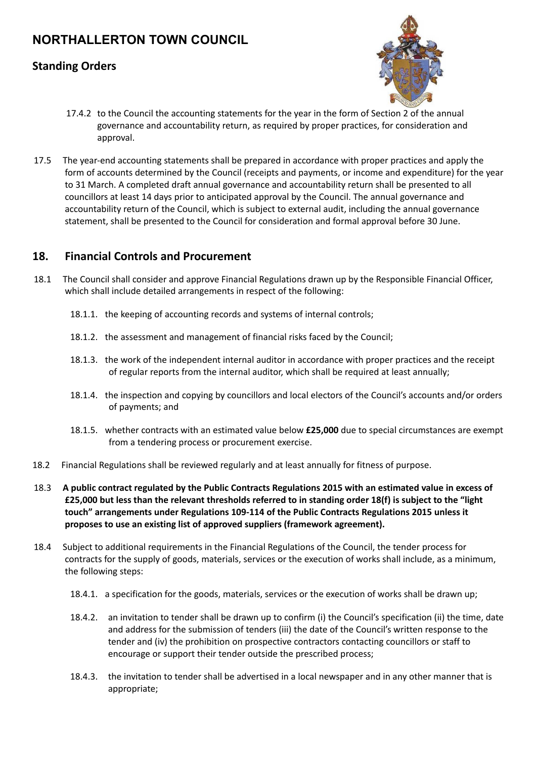17.4.2 to the Council the accounting statements for the year in the form of Section 2 of the annual governance and accountability return, as required by proper practices, for consideration and approval.

17.5 The year-end accounting statements shall be prepared in accordance with proper practices and apply the form of accounts determined by the Council (receipts and payments, or income and expenditure) for the year to 31 March. A completed draft annual governance and accountability return shall be presented to all councillors at least 14 days prior to anticipated approval by the Council. The annual governance and accountability return of the Council, which is subject to external audit, including the annual governance statement, shall be presented to the Council for consideration and formal approval before 30 June.

## 18. Financial Controls and Procurement

18.1 The Council shall consider and approve Financial Regulations drawn up by the Responsible Financial Officer, which shall include detailed arrangements in respect of the following:

18.1.1. the keeping of accounting records and systems of internal controls;

18.1.2. the assessment and management of financial risks faced by the Council;

18.1.3. the work of the independent internal auditor in accordance with proper practices and the receipt of regular reports from the internal auditor, which shall be required at least annually;

18.1.4. the inspection and copying by councillors and local electors of the Council's accounts and/or orders of payments; and

18.1.5. whether contracts with an estimated value below **£25,000** due to special circumstances are exempt from a tendering process or procurement exercise.

18.2 Financial Regulations shall be reviewed regularly and at least annually for fitness of purpose.

18.3 **A public contract regulated by the Public Contracts Regulations 2015 with an estimated value in excess of £25,000 but less than the relevant thresholds referred to in standing order 18(f) is subject to the "light touch" arrangements under Regulations 109-114 of the Public Contracts Regulations 2015 unless it proposes to use an existing list of approved suppliers (framework agreement).**

18.4 Subject to additional requirements in the Financial Regulations of the Council, the tender process for contracts for the supply of goods, materials, services or the execution of works shall include, as a minimum, the following steps:

18.4.1. a specification for the goods, materials, services or the execution of works shall be drawn up;

18.4.2. an invitation to tender shall be drawn up to confirm (i) the Council's specification (ii) the time, date and address for the submission of tenders (iii) the date of the Council's written response to the tender and (iv) the prohibition on prospective contractors contacting councillors or staff to encourage or support their tender outside the prescribed process;

18.4.3. the invitation to tender shall be advertised in a local newspaper and in any other manner that is appropriate;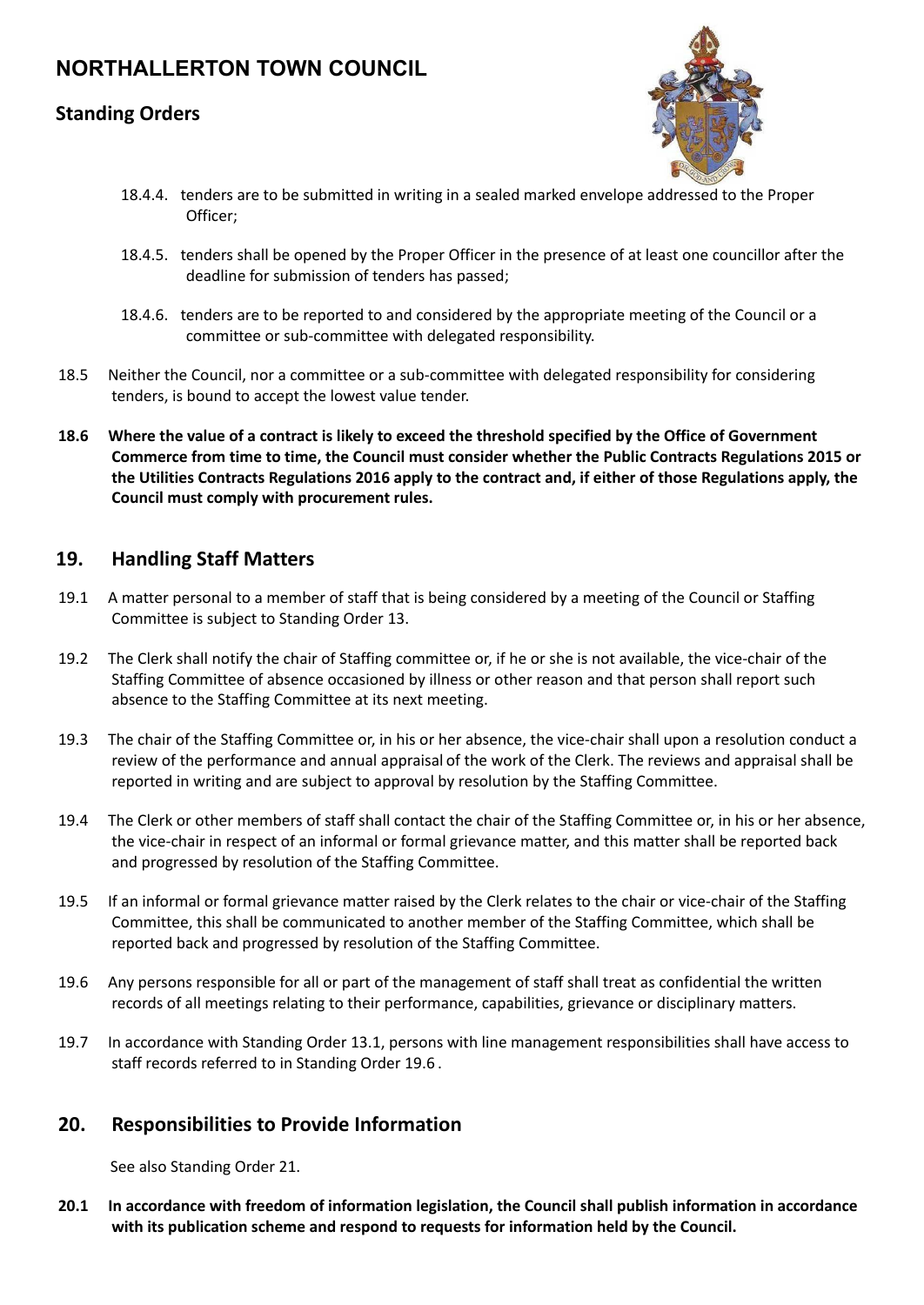18.4.4. tenders are to be submitted in writing in a sealed marked envelope addressed to the Proper Officer;

18.4.5. tenders shall be opened by the Proper Officer in the presence of at least one councillor after the deadline for submission of tenders has passed;

18.4.6. tenders are to be reported to and considered by the appropriate meeting of the Council or a committee or sub-committee with delegated responsibility.

18.5 Neither the Council, nor a committee or a sub-committee with delegated responsibility for considering tenders, is bound to accept the lowest value tender.

**18.6 Where the value of a contract is likely to exceed the threshold specified by the Office of Government Commerce from time to time, the Council must consider whether the Public Contracts Regulations 2015 or the Utilities Contracts Regulations 2016 apply to the contract and, if either of those Regulations apply, the Council must comply with procurement rules.**

## 19. Handling Staff Matters

19.1 A matter personal to a member of staff that is being considered by a meeting of the Council or Staffing Committee is subject to Standing Order 13.

19.2 The Clerk shall notify the chair of Staffing committee or, if he or she is not available, the vice-chair of the Staffing Committee of absence occasioned by illness or other reason and that person shall report such absence to the Staffing Committee at its next meeting.

19.3 The chair of the Staffing Committee or, in his or her absence, the vice-chair shall upon a resolution conduct a review of the performance and annual appraisal of the work of the Clerk. The reviews and appraisal shall be reported in writing and are subject to approval by resolution by the Staffing Committee.

19.4 The Clerk or other members of staff shall contact the chair of the Staffing Committee or, in his or her absence, the vice-chair in respect of an informal or formal grievance matter, and this matter shall be reported back and progressed by resolution of the Staffing Committee.

19.5 If an informal or formal grievance matter raised by the Clerk relates to the chair or vice-chair of the Staffing Committee, this shall be communicated to another member of the Staffing Committee, which shall be reported back and progressed by resolution of the Staffing Committee.

19.6 Any persons responsible for all or part of the management of staff shall treat as confidential the written records of all meetings relating to their performance, capabilities, grievance or disciplinary matters.

19.7 In accordance with Standing Order 13.1, persons with line management responsibilities shall have access to staff records referred to in Standing Order 19.6 .

## 20. Responsibilities to Provide Information

See also Standing Order 21.

**20.1 In accordance with freedom of information legislation, the Council shall publish information in accordance with its publication scheme and respond to requests for information held by the Council.**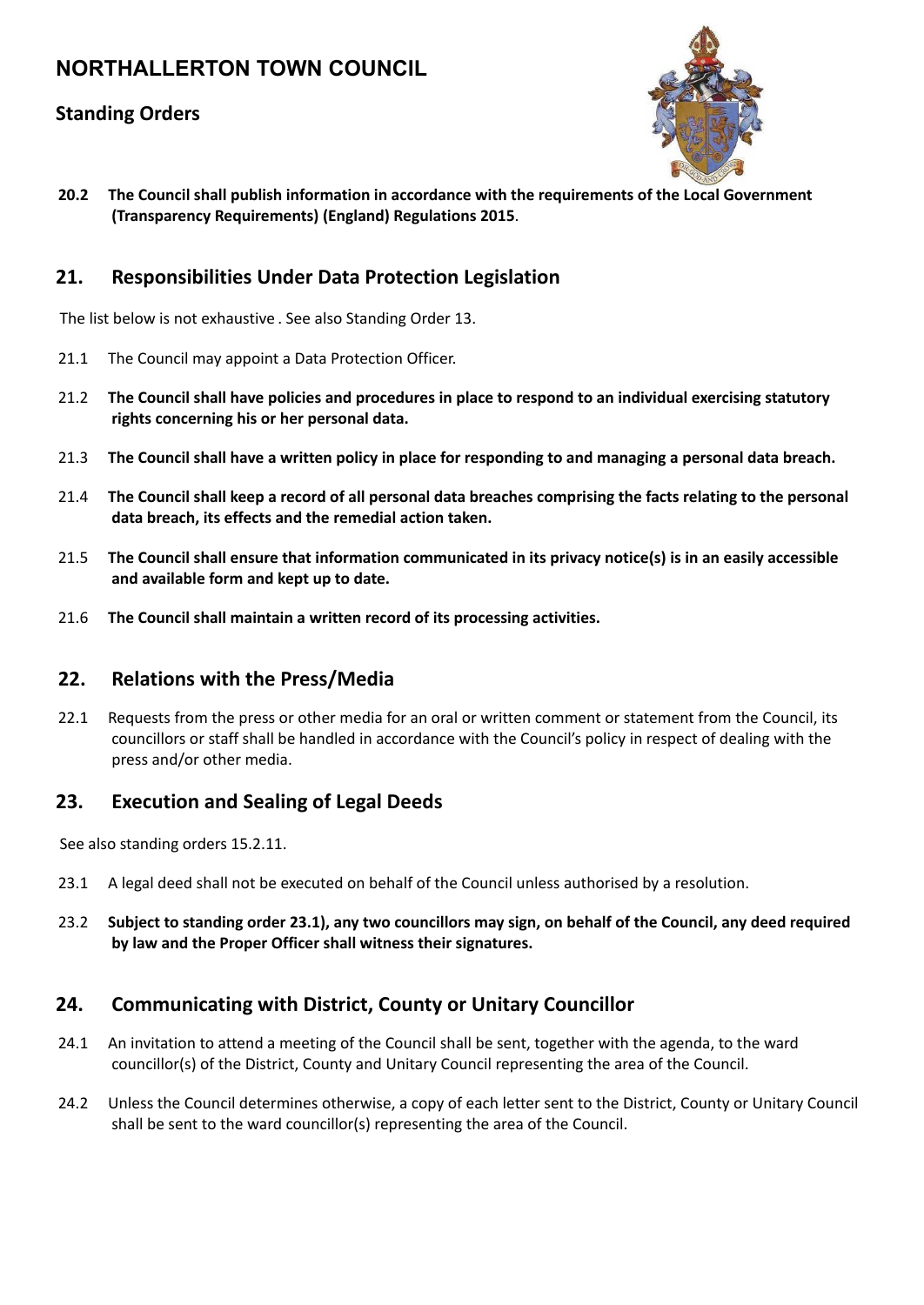# NORTHALLERTON TOWN COUNCIL

## Standing Orders

**20.2 The Council shall publish information in accordance with the requirements of the Local Government (Transparency Requirements) (England) Regulations 2015**.

## 21. Responsibilities Under Data Protection Legislation

The list below is not exhaustive . See also Standing Order 13.

21.1 The Council may appoint a Data Protection Officer.

21.2 **The Council shall have policies and procedures in place to respond to an individual exercising statutory rights concerning his or her personal data.**

21.3 **The Council shall have a written policy in place for responding to and managing a personal data breach.**

21.4 **The Council shall keep a record of all personal data breaches comprising the facts relating to the personal data breach, its effects and the remedial action taken.**

21.5 **The Council shall ensure that information communicated in its privacy notice(s) is in an easily accessible and available form and kept up to date.**

21.6 **The Council shall maintain a written record of its processing activities.**

## 22. Relations with the Press/Media

22.1 Requests from the press or other media for an oral or written comment or statement from the Council, its councillors or staff shall be handled in accordance with the Council's policy in respect of dealing with the press and/or other media.

## 23. Execution and Sealing of Legal Deeds

See also standing orders 15.2.11.

23.1 A legal deed shall not be executed on behalf of the Council unless authorised by a resolution.

23.2 **Subject to standing order 23.1), any two councillors may sign, on behalf of the Council, any deed required by law and the Proper Officer shall witness their signatures.**

## 24. Communicating with District, County or Unitary Councillor

24.1 An invitation to attend a meeting of the Council shall be sent, together with the agenda, to the ward councillor(s) of the District, County and Unitary Council representing the area of the Council.

24.2 Unless the Council determines otherwise, a copy of each letter sent to the District, County or Unitary Council shall be sent to the ward councillor(s) representing the area of the Council.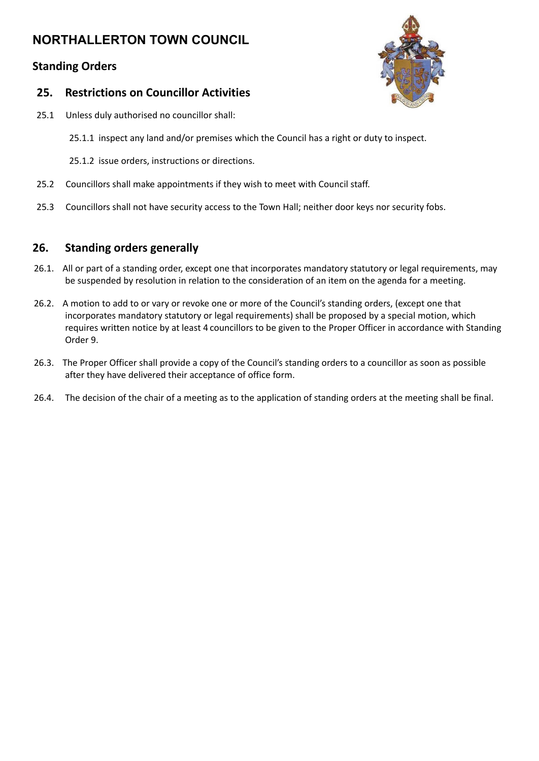# NORTHALLERTON TOWN COUNCIL

## Standing Orders

## 25. Restrictions on Councillor Activities

25.1 Unless duly authorised no councillor shall:

25.1.1 inspect any land and/or premises which the Council has a right or duty to inspect.

25.1.2 issue orders, instructions or directions.

25.2 Councillors shall make appointments if they wish to meet with Council staff.

25.3 Councillors shall not have security access to the Town Hall; neither door keys nor security fobs.

## 26. Standing orders generally

26.1. All or part of a standing order, except one that incorporates mandatory statutory or legal requirements, may be suspended by resolution in relation to the consideration of an item on the agenda for a meeting.

26.2. A motion to add to or vary or revoke one or more of the Council's standing orders, (except one that incorporates mandatory statutory or legal requirements) shall be proposed by a special motion, which requires written notice by at least 4 councillors to be given to the Proper Officer in accordance with Standing Order 9.

26.3. The Proper Officer shall provide a copy of the Council's standing orders to a councillor as soon as possible after they have delivered their acceptance of office form.

26.4. The decision of the chair of a meeting as to the application of standing orders at the meeting shall be final.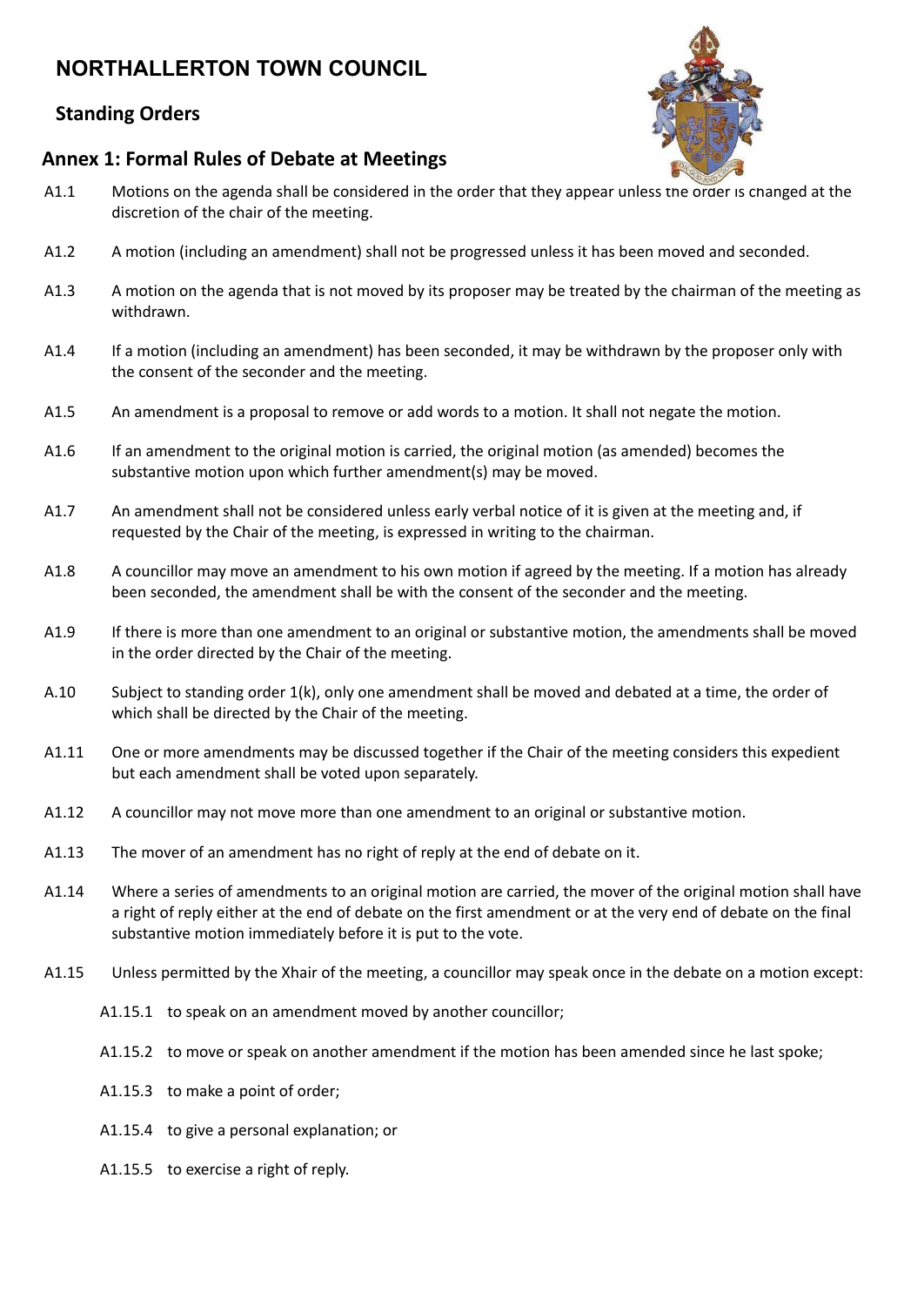# NORTHALLERTON TOWN COUNCIL

## Standing Orders

### Annex 1: Formal Rules of Debate at Meetings

A1.1 Motions on the agenda shall be considered in the order that they appear unless the order is changed at the discretion of the chair of the meeting.

A1.2 A motion (including an amendment) shall not be progressed unless it has been moved and seconded.

A1.3 A motion on the agenda that is not moved by its proposer may be treated by the chairman of the meeting as withdrawn.

A1.4 If a motion (including an amendment) has been seconded, it may be withdrawn by the proposer only with the consent of the seconder and the meeting.

A1.5 An amendment is a proposal to remove or add words to a motion. It shall not negate the motion.

A1.6 If an amendment to the original motion is carried, the original motion (as amended) becomes the substantive motion upon which further amendment(s) may be moved.

A1.7 An amendment shall not be considered unless early verbal notice of it is given at the meeting and, if requested by the Chair of the meeting, is expressed in writing to the chairman.

A1.8 A councillor may move an amendment to his own motion if agreed by the meeting. If a motion has already been seconded, the amendment shall be with the consent of the seconder and the meeting.

A1.9 If there is more than one amendment to an original or substantive motion, the amendments shall be moved in the order directed by the Chair of the meeting.

A.10 Subject to standing order 1(k), only one amendment shall be moved and debated at a time, the order of which shall be directed by the Chair of the meeting.

A1.11 One or more amendments may be discussed together if the Chair of the meeting considers this expedient but each amendment shall be voted upon separately.

A1.12 A councillor may not move more than one amendment to an original or substantive motion.

A1.13 The mover of an amendment has no right of reply at the end of debate on it.

A1.14 Where a series of amendments to an original motion are carried, the mover of the original motion shall have a right of reply either at the end of debate on the first amendment or at the very end of debate on the final substantive motion immediately before it is put to the vote.

A1.15 Unless permitted by the Xhair of the meeting, a councillor may speak once in the debate on a motion except:

- A1.15.1 to speak on an amendment moved by another councillor;
- A1.15.2 to move or speak on another amendment if the motion has been amended since he last spoke;
- A1.15.3 to make a point of order;
- A1.15.4 to give a personal explanation; or
- A1.15.5 to exercise a right of reply.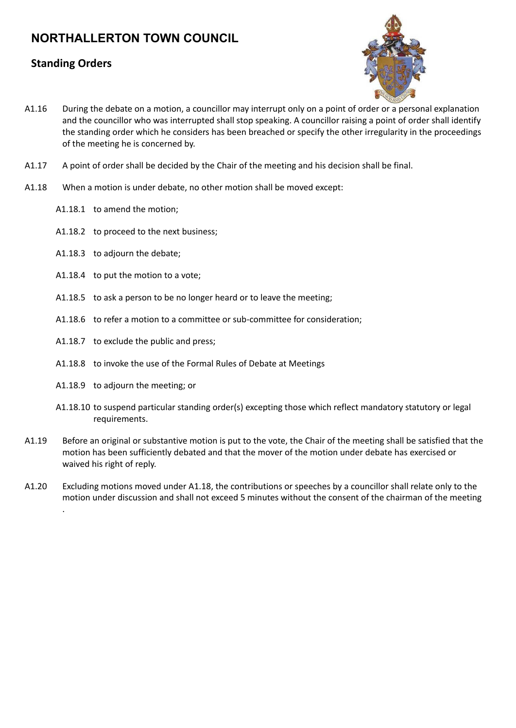# NORTHALLERTON TOWN COUNCIL

## Standing Orders

A1.16 During the debate on a motion, a councillor may interrupt only on a point of order or a personal explanation and the councillor who was interrupted shall stop speaking. A councillor raising a point of order shall identify the standing order which he considers has been breached or specify the other irregularity in the proceedings of the meeting he is concerned by.

A1.17 A point of order shall be decided by the Chair of the meeting and his decision shall be final.

A1.18 When a motion is under debate, no other motion shall be moved except:

- A1.18.1 to amend the motion;
- A1.18.2 to proceed to the next business;
- A1.18.3 to adjourn the debate;
- A1.18.4 to put the motion to a vote;
- A1.18.5 to ask a person to be no longer heard or to leave the meeting;
- A1.18.6 to refer a motion to a committee or sub-committee for consideration;
- A1.18.7 to exclude the public and press;
- A1.18.8 to invoke the use of the Formal Rules of Debate at Meetings
- A1.18.9 to adjourn the meeting; or
- A1.18.10 to suspend particular standing order(s) excepting those which reflect mandatory statutory or legal requirements.

A1.19 Before an original or substantive motion is put to the vote, the Chair of the meeting shall be satisfied that the motion has been sufficiently debated and that the mover of the motion under debate has exercised or waived his right of reply.

A1.20 Excluding motions moved under A1.18, the contributions or speeches by a councillor shall relate only to the motion under discussion and shall not exceed 5 minutes without the consent of the chairman of the meeting .